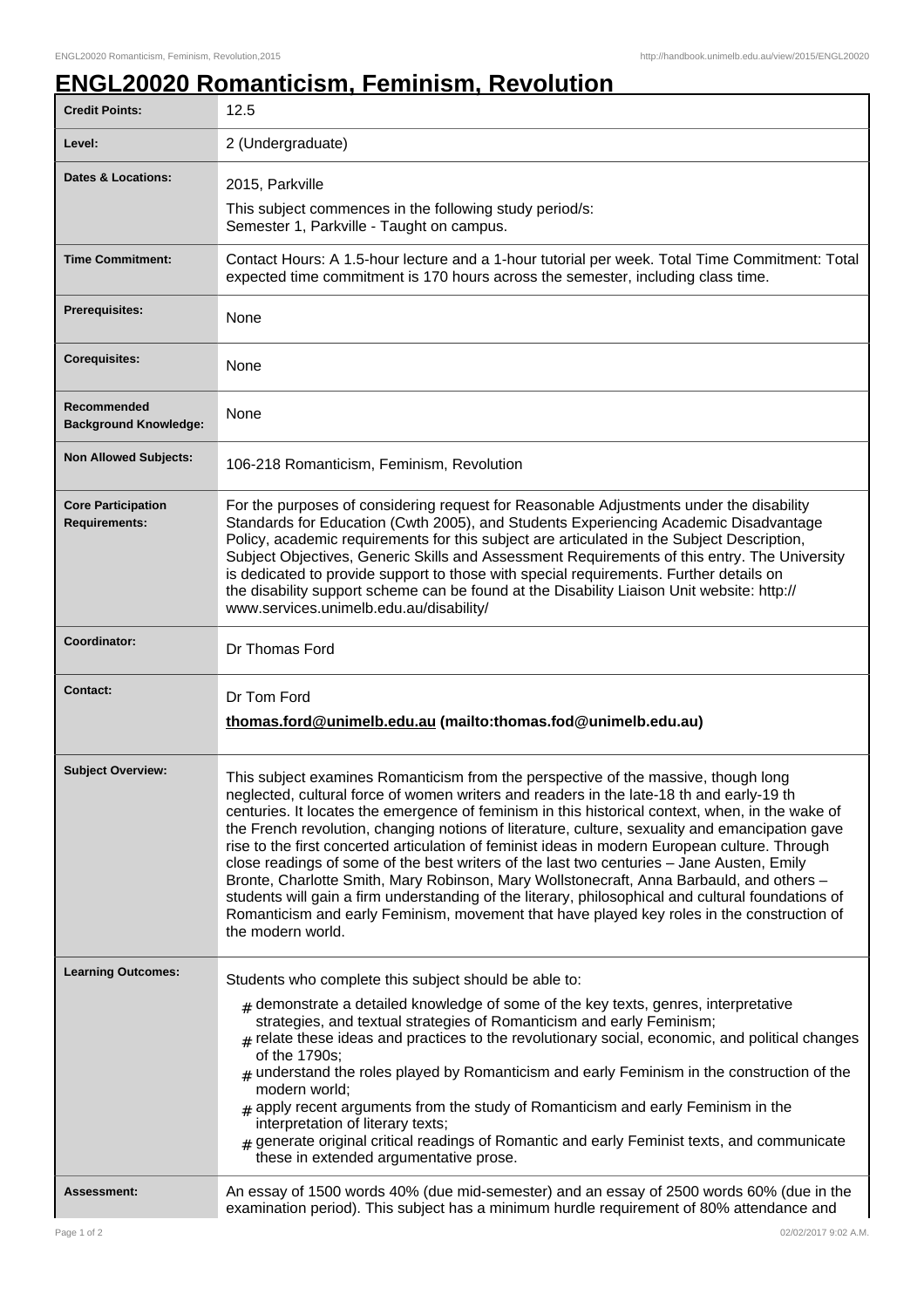# ENGL20020 Romanticism, Feminism, Revolution

| | |
|---|---|
| **Credit Points:** | 12.5 |
| **Level:** | 2 (Undergraduate) |
| **Dates & Locations:** | 2015, Parkville<br>This subject commences in the following study period/s:<br>Semester 1, Parkville - Taught on campus. |
| **Time Commitment:** | Contact Hours: A 1.5-hour lecture and a 1-hour tutorial per week. Total Time Commitment: Total expected time commitment is 170 hours across the semester, including class time. |
| **Prerequisites:** | None |
| **Corequisites:** | None |
| **Recommended Background Knowledge:** | None |
| **Non Allowed Subjects:** | 106-218 Romanticism, Feminism, Revolution |
| **Core Participation Requirements:** | For the purposes of considering request for Reasonable Adjustments under the disability Standards for Education (Cwth 2005), and Students Experiencing Academic Disadvantage Policy, academic requirements for this subject are articulated in the Subject Description, Subject Objectives, Generic Skills and Assessment Requirements of this entry. The University is dedicated to provide support to those with special requirements. Further details on the disability support scheme can be found at the Disability Liaison Unit website: http://www.services.unimelb.edu.au/disability/ |
| **Coordinator:** | Dr Thomas Ford |
| **Contact:** | Dr Tom Ford<br>**thomas.ford@unimelb.edu.au (mailto:thomas.fod@unimelb.edu.au)** |
| **Subject Overview:** | This subject examines Romanticism from the perspective of the massive, though long neglected, cultural force of women writers and readers in the late-18 th and early-19 th centuries. It locates the emergence of feminism in this historical context, when, in the wake of the French revolution, changing notions of literature, culture, sexuality and emancipation gave rise to the first concerted articulation of feminist ideas in modern European culture. Through close readings of some of the best writers of the last two centuries – Jane Austen, Emily Bronte, Charlotte Smith, Mary Robinson, Mary Wollstonecraft, Anna Barbauld, and others – students will gain a firm understanding of the literary, philosophical and cultural foundations of Romanticism and early Feminism, movement that have played key roles in the construction of the modern world. |
| **Learning Outcomes:** | Students who complete this subject should be able to:<br># demonstrate a detailed knowledge of some of the key texts, genres, interpretative strategies, and textual strategies of Romanticism and early Feminism;<br># relate these ideas and practices to the revolutionary social, economic, and political changes of the 1790s;<br># understand the roles played by Romanticism and early Feminism in the construction of the modern world;<br># apply recent arguments from the study of Romanticism and early Feminism in the interpretation of literary texts;<br># generate original critical readings of Romantic and early Feminist texts, and communicate these in extended argumentative prose. |
| **Assessment:** | An essay of 1500 words 40% (due mid-semester) and an essay of 2500 words 60% (due in the examination period). This subject has a minimum hurdle requirement of 80% attendance and |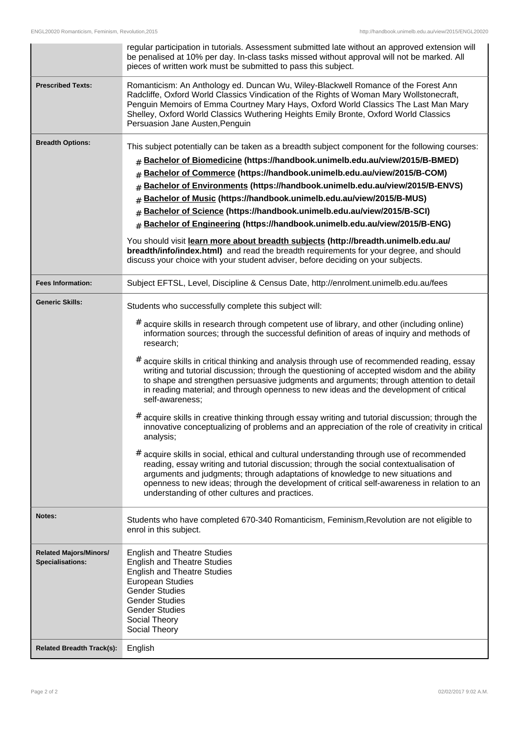| | |
|---|---|
| | regular participation in tutorials. Assessment submitted late without an approved extension will be penalised at 10% per day. In-class tasks missed without approval will not be marked. All pieces of written work must be submitted to pass this subject. |
| **Prescribed Texts:** | Romanticism: An Anthology ed. Duncan Wu, Wiley-Blackwell Romance of the Forest Ann Radcliffe, Oxford World Classics Vindication of the Rights of Woman Mary Wollstonecraft, Penguin Memoirs of Emma Courtney Mary Hays, Oxford World Classics The Last Man Mary Shelley, Oxford World Classics Wuthering Heights Emily Bronte, Oxford World Classics Persuasion Jane Austen,Penguin |
| **Breadth Options:** | This subject potentially can be taken as a breadth subject component for the following courses:<br># **Bachelor of Biomedicine (https://handbook.unimelb.edu.au/view/2015/B-BMED)**<br># **Bachelor of Commerce (https://handbook.unimelb.edu.au/view/2015/B-COM)**<br># **Bachelor of Environments (https://handbook.unimelb.edu.au/view/2015/B-ENVS)**<br># **Bachelor of Music (https://handbook.unimelb.edu.au/view/2015/B-MUS)**<br># **Bachelor of Science (https://handbook.unimelb.edu.au/view/2015/B-SCI)**<br># **Bachelor of Engineering (https://handbook.unimelb.edu.au/view/2015/B-ENG)**<br>You should visit **learn more about breadth subjects (http://breadth.unimelb.edu.au/breadth/info/index.html)** and read the breadth requirements for your degree, and should discuss your choice with your student adviser, before deciding on your subjects. |
| **Fees Information:** | Subject EFTSL, Level, Discipline & Census Date, http://enrolment.unimelb.edu.au/fees |
| **Generic Skills:** | Students who successfully complete this subject will:<br># acquire skills in research through competent use of library, and other (including online) information sources; through the successful definition of areas of inquiry and methods of research;<br># acquire skills in critical thinking and analysis through use of recommended reading, essay writing and tutorial discussion; through the questioning of accepted wisdom and the ability to shape and strengthen persuasive judgments and arguments; through attention to detail in reading material; and through openness to new ideas and the development of critical self-awareness;<br># acquire skills in creative thinking through essay writing and tutorial discussion; through the innovative conceptualizing of problems and an appreciation of the role of creativity in critical analysis;<br># acquire skills in social, ethical and cultural understanding through use of recommended reading, essay writing and tutorial discussion; through the social contextualisation of arguments and judgments; through adaptations of knowledge to new situations and openness to new ideas; through the development of critical self-awareness in relation to an understanding of other cultures and practices. |
| **Notes:** | Students who have completed 670-340 Romanticism, Feminism,Revolution are not eligible to enrol in this subject. |
| **Related Majors/Minors/ Specialisations:** | English and Theatre Studies<br>English and Theatre Studies<br>English and Theatre Studies<br>European Studies<br>Gender Studies<br>Gender Studies<br>Gender Studies<br>Social Theory<br>Social Theory |
| **Related Breadth Track(s):** | English |